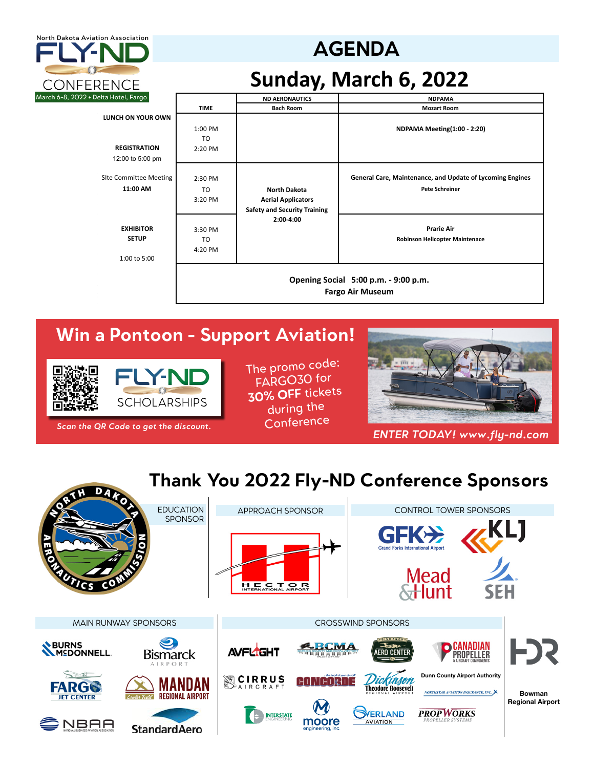North Dakota Aviation Association

FLY-ND CONFERENCE

March 6-8, 2022 • Delta Hotel, Fargo

# AGENDA

## Sunday, March 6, 2022

| | TIME | ND AERONAUTICS Bach Room | NDPAMA Mozart Room |
|---|---|---|---|
| **LUNCH ON YOUR OWN** **REGISTRATION** 12:00 to 5:00 pm | 1:00 PM TO 2:20 PM | | **NDPAMA Meeting(1:00 - 2:20)** |
| SIte Committee Meeting **11:00 AM** | 2:30 PM TO 3:20 PM | **North Dakota Aerial Applicators Safety and Security Training 2:00-4:00** | **General Care, Maintenance, and Update of Lycoming Engines** **Pete Schreiner** |
| **EXHIBITOR SETUP** 1:00 to 5:00 | 3:30 PM TO 4:20 PM | | **Prarie Air** **Robinson Helicopter Maintenace** |
| | **Opening Social 5:00 p.m. - 9:00 p.m.** **Fargo Air Museum** | | |

## Win a Pontoon - Support Aviation!

FLY-ND SCHOLARSHIPS

*Scan the QR Code to get the discount.*

The promo code: FARGO30 for **30% OFF** tickets during the Conference

***ENTER TODAY! www.fly-nd.com***

## Thank You 2022 Fly-ND Conference Sponsors

EDUCATION SPONSOR

North Dakota Aeronautics Commission

APPROACH SPONSOR

Hector International Airport

CONTROL TOWER SPONSORS

GFK Grand Forks International Airport, KLJ, Mead & Hunt, SEH

MAIN RUNWAY SPONSORS

Burns McDonnell, Bismarck Airport, Fargo Jet Center, Mandan Regional Airport, NBAA, StandardAero

CROSSWIND SPONSORS

Avflight, BCMA, Bismarck Aero Center, Canadian Propeller & Aircraft Components, HDR, Cirrus Aircraft, Concorde, Dickinson Theodore Roosevelt Regional Airport, Dunn County Airport Authority, Northstar Aviation Insurance, Inc., Bowman Regional Airport, Interstate Engineering, Moore Engineering, Inc., Overland Aviation, Prop Works Propeller Systems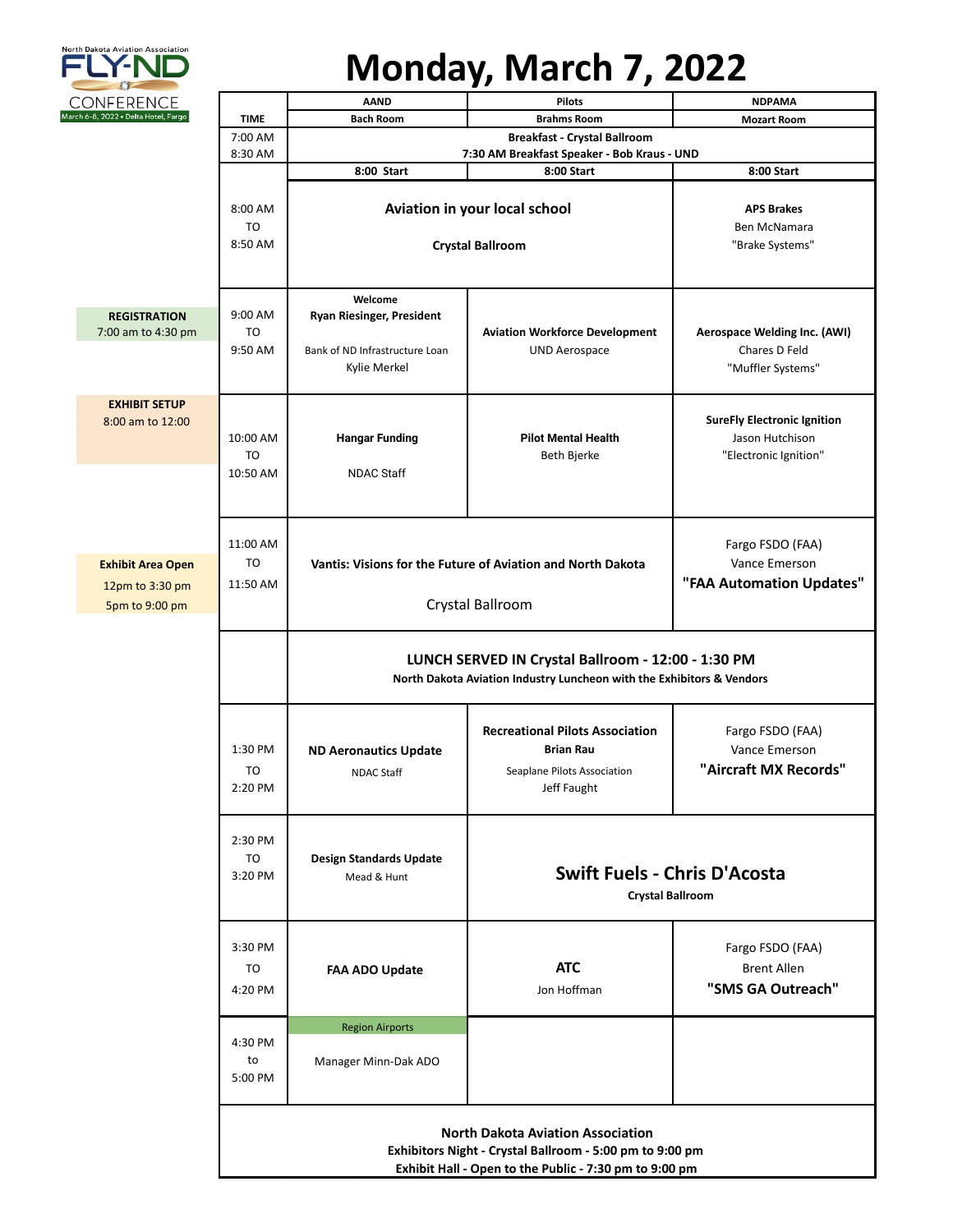North Dakota Aviation Association
FLY-ND CONFERENCE
March 6-8, 2022 • Delta Hotel, Fargo

# Monday, March 7, 2022

**REGISTRATION**
7:00 am to 4:30 pm

**EXHIBIT SETUP**
8:00 am to 12:00

**Exhibit Area Open**
12pm to 3:30 pm
5pm to 9:00 pm

| | **AAND** | **Pilots** | **NDPAMA** |
|---|---|---|---|
| **TIME** | **Bach Room** | **Brahms Room** | **Mozart Room** |
| 7:00 AM<br>8:30 AM | **Breakfast - Crystal Ballroom**<br>**7:30 AM Breakfast Speaker - Bob Kraus - UND** | | |
| | **8:00 Start** | **8:00 Start** | **8:00 Start** |
| 8:00 AM<br>TO<br>8:50 AM | **Aviation in your local school**<br>**Crystal Ballroom** | | **APS Brakes**<br>Ben McNamara<br>"Brake Systems" |
| 9:00 AM<br>TO<br>9:50 AM | **Welcome**<br>**Ryan Riesinger, President**<br>Bank of ND Infrastructure Loan<br>Kylie Merkel | **Aviation Workforce Development**<br>UND Aerospace | **Aerospace Welding Inc. (AWI)**<br>Chares D Feld<br>"Muffler Systems" |
| 10:00 AM<br>TO<br>10:50 AM | **Hangar Funding**<br>NDAC Staff | **Pilot Mental Health**<br>Beth Bjerke | **SureFly Electronic Ignition**<br>Jason Hutchison<br>"Electronic Ignition" |
| 11:00 AM<br>TO<br>11:50 AM | **Vantis: Visions for the Future of Aviation and North Dakota**<br>Crystal Ballroom | | Fargo FSDO (FAA)<br>Vance Emerson<br>**"FAA Automation Updates"** |
| | **LUNCH SERVED IN Crystal Ballroom - 12:00 - 1:30 PM**<br>**North Dakota Aviation Industry Luncheon with the Exhibitors & Vendors** | | |
| 1:30 PM<br>TO<br>2:20 PM | **ND Aeronautics Update**<br>NDAC Staff | **Recreational Pilots Association**<br>**Brian Rau**<br>Seaplane Pilots Association<br>Jeff Faught | Fargo FSDO (FAA)<br>Vance Emerson<br>**"Aircraft MX Records"** |
| 2:30 PM<br>TO<br>3:20 PM | **Design Standards Update**<br>Mead & Hunt | **Swift Fuels - Chris D'Acosta**<br>**Crystal Ballroom** | |
| 3:30 PM<br>TO<br>4:20 PM | **FAA ADO Update** | **ATC**<br>Jon Hoffman | Fargo FSDO (FAA)<br>Brent Allen<br>**"SMS GA Outreach"** |
| 4:30 PM<br>to<br>5:00 PM | Region Airports<br>Manager Minn-Dak ADO | | |
| **North Dakota Aviation Association**<br>**Exhibitors Night - Crystal Ballroom - 5:00 pm to 9:00 pm**<br>**Exhibit Hall - Open to the Public - 7:30 pm to 9:00 pm** | | | |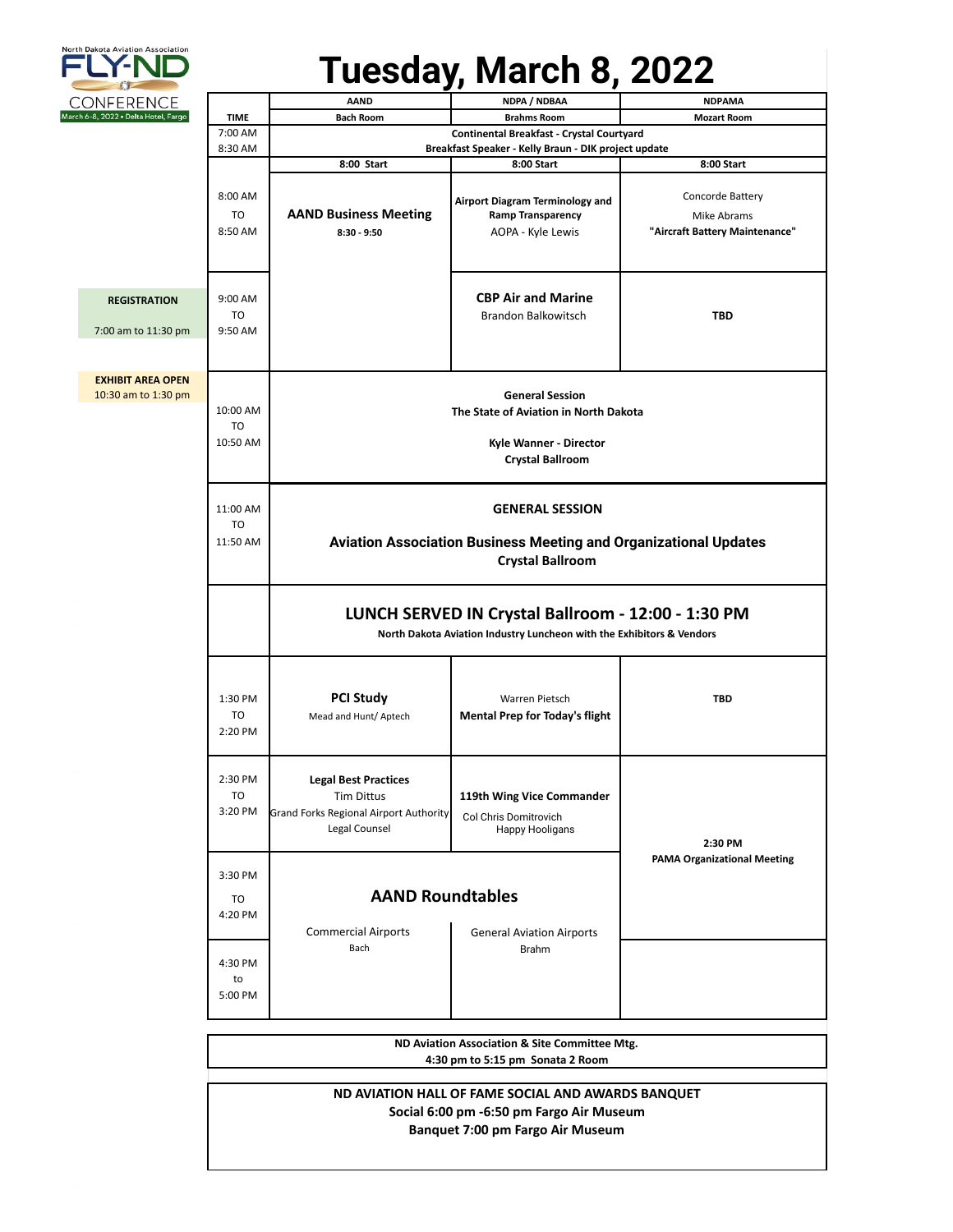North Dakota Aviation Association FLY-ND CONFERENCE March 6-8, 2022 • Delta Hotel, Fargo

# Tuesday, March 8, 2022

**REGISTRATION** 7:00 am to 11:30 pm

**EXHIBIT AREA OPEN** 10:30 am to 1:30 pm

| TIME | AAND Bach Room | NDPA / NDBAA Brahms Room | NDPAMA Mozart Room |
|---|---|---|---|
| 7:00 AM 8:30 AM | **Continental Breakfast - Crystal Courtyard** **Breakfast Speaker - Kelly Braun - DIK project update** | | |
| | **8:00 Start** | **8:00 Start** | **8:00 Start** |
| 8:00 AM TO 8:50 AM | **AAND Business Meeting** **8:30 - 9:50** | **Airport Diagram Terminology and Ramp Transparency** AOPA - Kyle Lewis | Concorde Battery Mike Abrams **"Aircraft Battery Maintenance"** |
| 9:00 AM TO 9:50 AM | | **CBP Air and Marine** Brandon Balkowitsch | **TBD** |
| 10:00 AM TO 10:50 AM | **General Session** **The State of Aviation in North Dakota** **Kyle Wanner - Director** **Crystal Ballroom** | | |
| 11:00 AM TO 11:50 AM | **GENERAL SESSION** **Aviation Association Business Meeting and Organizational Updates** **Crystal Ballroom** | | |
| | **LUNCH SERVED IN Crystal Ballroom - 12:00 - 1:30 PM** **North Dakota Aviation Industry Luncheon with the Exhibitors & Vendors** | | |
| 1:30 PM TO 2:20 PM | **PCI Study** Mead and Hunt/ Aptech | Warren Pietsch **Mental Prep for Today's flight** | **TBD** |
| 2:30 PM TO 3:20 PM | **Legal Best Practices** Tim Dittus Grand Forks Regional Airport Authority Legal Counsel | **119th Wing Vice Commander** Col Chris Domitrovich Happy Hooligans | **2:30 PM** **PAMA Organizational Meeting** |
| 3:30 PM TO 4:20 PM | **AAND Roundtables** Commercial Airports Bach | General Aviation Airports Brahm | |
| 4:30 PM to 5:00 PM | | | |

**ND Aviation Association & Site Committee Mtg.**
**4:30 pm to 5:15 pm Sonata 2 Room**

**ND AVIATION HALL OF FAME SOCIAL AND AWARDS BANQUET**
**Social 6:00 pm -6:50 pm Fargo Air Museum**
**Banquet 7:00 pm Fargo Air Museum**